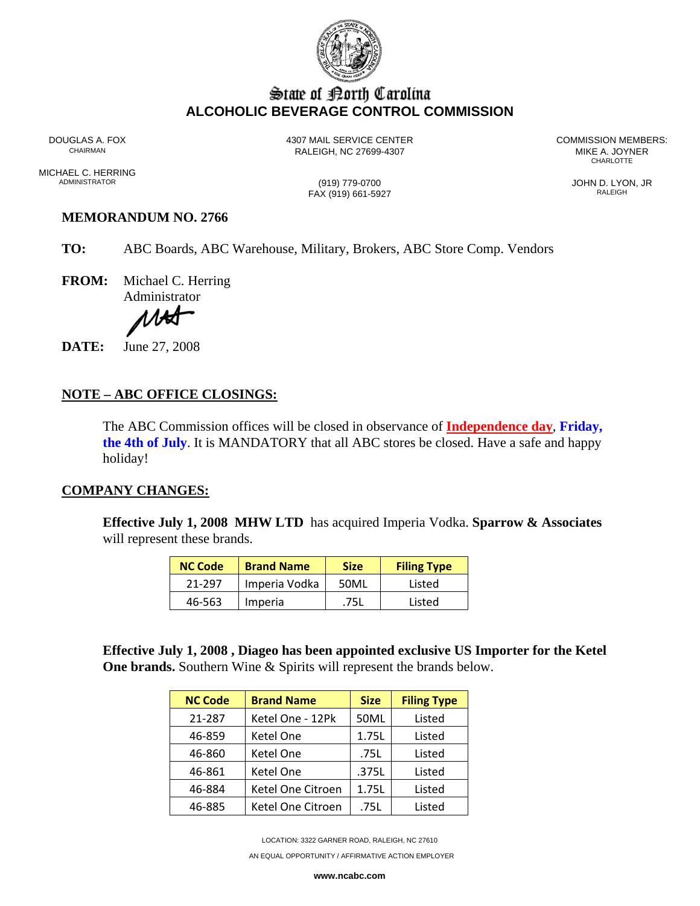# State of North Carolina
## ALCOHOLIC BEVERAGE CONTROL COMMISSION

DOUGLAS A. FOX
CHAIRMAN

MICHAEL C. HERRING
ADMINISTRATOR

4307 MAIL SERVICE CENTER
RALEIGH, NC 27699-4307

(919) 779-0700
FAX (919) 661-5927

COMMISSION MEMBERS:
MIKE A. JOYNER
CHARLOTTE

JOHN D. LYON, JR
RALEIGH

**MEMORANDUM NO. 2766**

**TO:** ABC Boards, ABC Warehouse, Military, Brokers, ABC Store Comp. Vendors

**FROM:** Michael C. Herring
Administrator

**DATE:** June 27, 2008

**NOTE – ABC OFFICE CLOSINGS:**

The ABC Commission offices will be closed in observance of **Independence day**, **Friday, the 4th of July**. It is MANDATORY that all ABC stores be closed. Have a safe and happy holiday!

**COMPANY CHANGES:**

**Effective July 1, 2008 MHW LTD** has acquired Imperia Vodka. **Sparrow & Associates** will represent these brands.

| NC Code | Brand Name | Size | Filing Type |
|---|---|---|---|
| 21-297 | Imperia Vodka | 50ML | Listed |
| 46-563 | Imperia | .75L | Listed |

**Effective July 1, 2008 , Diageo has been appointed exclusive US Importer for the Ketel One brands.** Southern Wine & Spirits will represent the brands below.

| NC Code | Brand Name | Size | Filing Type |
|---|---|---|---|
| 21-287 | Ketel One - 12Pk | 50ML | Listed |
| 46-859 | Ketel One | 1.75L | Listed |
| 46-860 | Ketel One | .75L | Listed |
| 46-861 | Ketel One | .375L | Listed |
| 46-884 | Ketel One Citroen | 1.75L | Listed |
| 46-885 | Ketel One Citroen | .75L | Listed |

LOCATION: 3322 GARNER ROAD, RALEIGH, NC 27610

AN EQUAL OPPORTUNITY / AFFIRMATIVE ACTION EMPLOYER

**www.ncabc.com**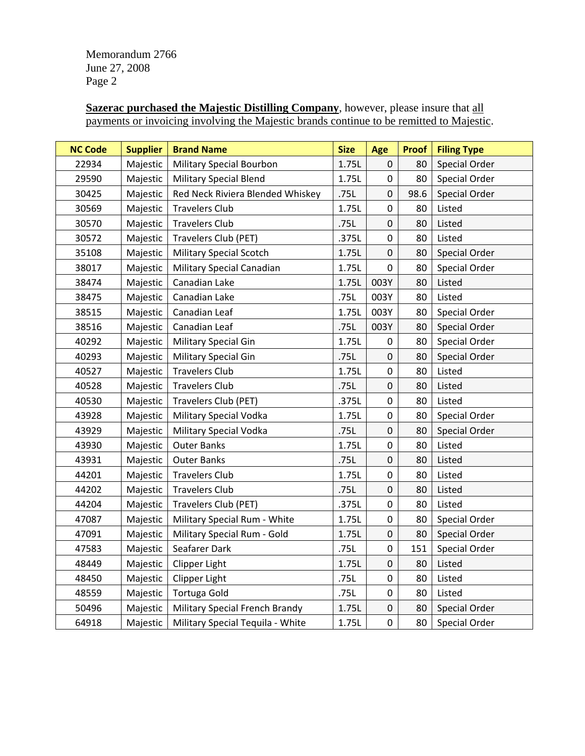Memorandum 2766
June 27, 2008

**Sazerac purchased the Majestic Distilling Company**, however, please insure that all payments or invoicing involving the Majestic brands continue to be remitted to Majestic.

| NC Code | Supplier | Brand Name | Size | Age | Proof | Filing Type |
|---|---|---|---|---|---|---|
| 22934 | Majestic | Military Special Bourbon | 1.75L | 0 | 80 | Special Order |
| 29590 | Majestic | Military Special Blend | 1.75L | 0 | 80 | Special Order |
| 30425 | Majestic | Red Neck Riviera Blended Whiskey | .75L | 0 | 98.6 | Special Order |
| 30569 | Majestic | Travelers Club | 1.75L | 0 | 80 | Listed |
| 30570 | Majestic | Travelers Club | .75L | 0 | 80 | Listed |
| 30572 | Majestic | Travelers Club (PET) | .375L | 0 | 80 | Listed |
| 35108 | Majestic | Military Special Scotch | 1.75L | 0 | 80 | Special Order |
| 38017 | Majestic | Military Special Canadian | 1.75L | 0 | 80 | Special Order |
| 38474 | Majestic | Canadian Lake | 1.75L | 003Y | 80 | Listed |
| 38475 | Majestic | Canadian Lake | .75L | 003Y | 80 | Listed |
| 38515 | Majestic | Canadian Leaf | 1.75L | 003Y | 80 | Special Order |
| 38516 | Majestic | Canadian Leaf | .75L | 003Y | 80 | Special Order |
| 40292 | Majestic | Military Special Gin | 1.75L | 0 | 80 | Special Order |
| 40293 | Majestic | Military Special Gin | .75L | 0 | 80 | Special Order |
| 40527 | Majestic | Travelers Club | 1.75L | 0 | 80 | Listed |
| 40528 | Majestic | Travelers Club | .75L | 0 | 80 | Listed |
| 40530 | Majestic | Travelers Club (PET) | .375L | 0 | 80 | Listed |
| 43928 | Majestic | Military Special Vodka | 1.75L | 0 | 80 | Special Order |
| 43929 | Majestic | Military Special Vodka | .75L | 0 | 80 | Special Order |
| 43930 | Majestic | Outer Banks | 1.75L | 0 | 80 | Listed |
| 43931 | Majestic | Outer Banks | .75L | 0 | 80 | Listed |
| 44201 | Majestic | Travelers Club | 1.75L | 0 | 80 | Listed |
| 44202 | Majestic | Travelers Club | .75L | 0 | 80 | Listed |
| 44204 | Majestic | Travelers Club (PET) | .375L | 0 | 80 | Listed |
| 47087 | Majestic | Military Special Rum - White | 1.75L | 0 | 80 | Special Order |
| 47091 | Majestic | Military Special Rum - Gold | 1.75L | 0 | 80 | Special Order |
| 47583 | Majestic | Seafarer Dark | .75L | 0 | 151 | Special Order |
| 48449 | Majestic | Clipper Light | 1.75L | 0 | 80 | Listed |
| 48450 | Majestic | Clipper Light | .75L | 0 | 80 | Listed |
| 48559 | Majestic | Tortuga Gold | .75L | 0 | 80 | Listed |
| 50496 | Majestic | Military Special French Brandy | 1.75L | 0 | 80 | Special Order |
| 64918 | Majestic | Military Special Tequila - White | 1.75L | 0 | 80 | Special Order |